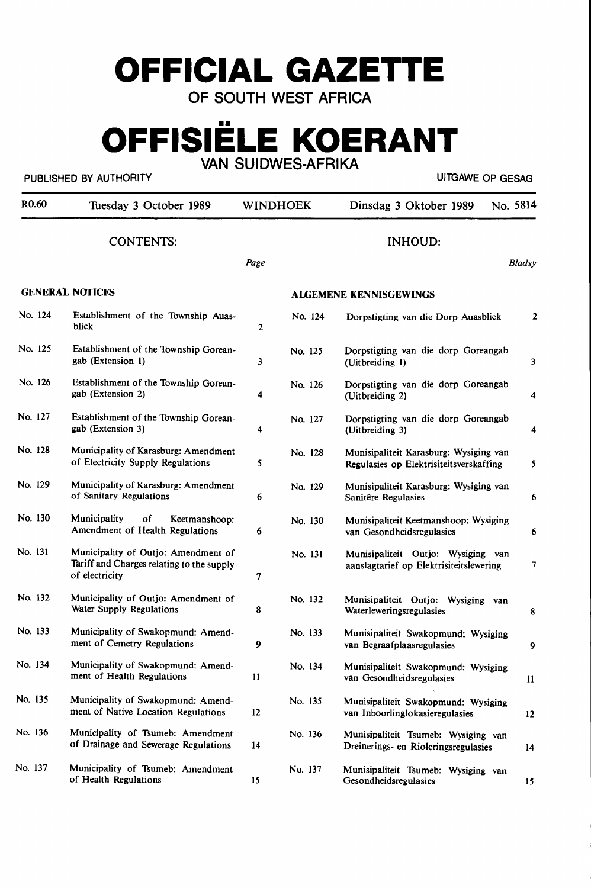# OFFICIAL GAZETTE

OF SOUTH WEST AFRICA

# OFFISIËLE KOERANT

VAN SUIDWES-AFRIKA

PUBLISHED BY AUTHORITY — UITGAWE OP GESAG

| R0.60 | Tuesday 3 October 1989 | WINDHOEK | Dinsdag 3 Oktober 1989 | No. 5814 |
|---|---|---|---|---|

CONTENTS: / INHOUD:

| | GENERAL NOTICES | Page | | ALGEMENE KENNISGEWINGS | Bladsy |
|---|---|---|---|---|---|
| No. 124 | Establishment of the Township Auasblick | 2 | No. 124 | Dorpstigting van die Dorp Auasblick | 2 |
| No. 125 | Establishment of the Township Goreangab (Extension 1) | 3 | No. 125 | Dorpstigting van die dorp Goreangab (Uitbreiding 1) | 3 |
| No. 126 | Establishment of the Township Goreangab (Extension 2) | 4 | No. 126 | Dorpstigting van die dorp Goreangab (Uitbreiding 2) | 4 |
| No. 127 | Establishment of the Township Goreangab (Extension 3) | 4 | No. 127 | Dorpstigting van die dorp Goreangab (Uitbreiding 3) | 4 |
| No. 128 | Municipality of Karasburg: Amendment of Electricity Supply Regulations | 5 | No. 128 | Munisipaliteit Karasburg: Wysiging van Regulasies op Elektrisiteitsverskaffing | 5 |
| No. 129 | Municipality of Karasburg: Amendment of Sanitary Regulations | 6 | No. 129 | Munisipaliteit Karasburg: Wysiging van Sanitêre Regulasies | 6 |
| No. 130 | Municipality of Keetmanshoop: Amendment of Health Regulations | 6 | No. 130 | Munisipaliteit Keetmanshoop: Wysiging van Gesondheidsregulasies | 6 |
| No. 131 | Municipality of Outjo: Amendment of Tariff and Charges relating to the supply of electricity | 7 | No. 131 | Munisipaliteit Outjo: Wysiging van aanslagtarief op Elektrisiteitslewering | 7 |
| No. 132 | Municipality of Outjo: Amendment of Water Supply Regulations | 8 | No. 132 | Munisipaliteit Outjo: Wysiging van Waterleweringsregulasies | 8 |
| No. 133 | Municipality of Swakopmund: Amendment of Cemetry Regulations | 9 | No. 133 | Munisipaliteit Swakopmund: Wysiging van Begraafplaasregulasies | 9 |
| No. 134 | Municipality of Swakopmund: Amendment of Health Regulations | 11 | No. 134 | Munisipaliteit Swakopmund: Wysiging van Gesondheidsregulasies | 11 |
| No. 135 | Municipality of Swakopmund: Amendment of Native Location Regulations | 12 | No. 135 | Munisipaliteit Swakopmund: Wysiging van Inboorlinglokasieregulasies | 12 |
| No. 136 | Municipality of Tsumeb: Amendment of Drainage and Sewerage Regulations | 14 | No. 136 | Munisipaliteit Tsumeb: Wysiging van Dreinerings- en Rioleringsregulasies | 14 |
| No. 137 | Municipality of Tsumeb: Amendment of Health Regulations | 15 | No. 137 | Munisipaliteit Tsumeb: Wysiging van Gesondheidsregulasies | 15 |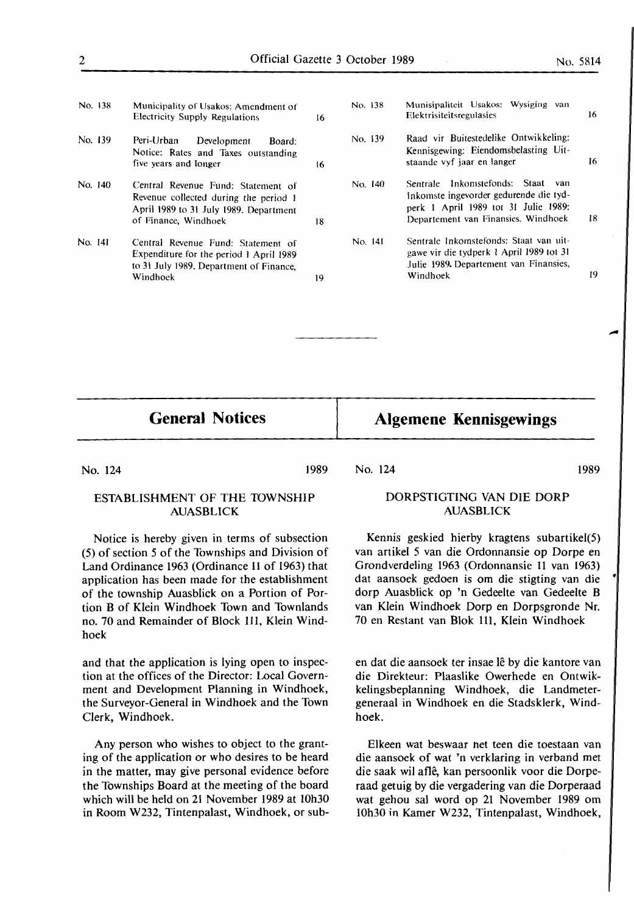| | | | | | |
|---|---|---|---|---|---|
| No. 138 | Municipality of Usakos: Amendment of Electricity Supply Regulations | 16 | No. 138 | Munisipaliteit Usakos: Wysiging van Elektrisiteitsregulasies | 16 |
| No. 139 | Peri-Urban Development Board: Notice: Rates and Taxes outstanding five years and longer | 16 | No. 139 | Raad vir Buitestedelike Ontwikkeling: Kennisgewing: Eiendomsbelasting Uitstaande vyf jaar en langer | 16 |
| No. 140 | Central Revenue Fund: Statement of Revenue collected during the period 1 April 1989 to 31 July 1989. Department of Finance, Windhoek | 18 | No. 140 | Sentrale Inkomstefonds: Staat van Inkomste ingevorder gedurende die tydperk 1 April 1989 tot 31 Julie 1989: Departement van Finansies. Windhoek | 18 |
| No. 141 | Central Revenue Fund: Statement of Expenditure for the period 1 April 1989 to 31 July 1989. Department of Finance, Windhoek | 19 | No. 141 | Sentrale Inkomstefonds: Staat van uitgawe vir die tydperk 1 April 1989 tot 31 Julie 1989. Departement van Finansies, Windhoek | 19 |

## General Notices

No. 124 1989

### ESTABLISHMENT OF THE TOWNSHIP AUASBLICK

Notice is hereby given in terms of subsection (5) of section 5 of the Townships and Division of Land Ordinance 1963 (Ordinance 11 of 1963) that application has been made for the establishment of the township Auasblick on a Portion of Portion B of Klein Windhoek Town and Townlands no. 70 and Remainder of Block 111, Klein Windhoek

and that the application is lying open to inspection at the offices of the Director: Local Government and Development Planning in Windhoek, the Surveyor-General in Windhoek and the Town Clerk, Windhoek.

Any person who wishes to object to the granting of the application or who desires to be heard in the matter, may give personal evidence before the Townships Board at the meeting of the board which will be held on 21 November 1989 at 10h30 in Room W232, Tintenpalast, Windhoek, or sub-

## Algemene Kennisgewings

No. 124 1989

### DORPSTIGTING VAN DIE DORP AUASBLICK

Kennis geskied hierby kragtens subartikel(5) van artikel 5 van die Ordonnansie op Dorpe en Grondverdeling 1963 (Ordonnansie 11 van 1963) dat aansoek gedoen is om die stigting van die dorp Auasblick op 'n Gedeelte van Gedeelte B van Klein Windhoek Dorp en Dorpsgronde Nr. 70 en Restant van Blok 111, Klein Windhoek

en dat die aansoek ter insae lê by die kantore van die Direkteur: Plaaslike Owerhede en Ontwikkelingsbeplanning Windhoek, die Landmeter-generaal in Windhoek en die Stadsklerk, Windhoek.

Elkeen wat beswaar net teen die toestaan van die aansoek of wat 'n verklaring in verband met die saak wil aflê, kan persoonlik voor die Dorperaad getuig by die vergadering van die Dorperaad wat gehou sal word op 21 November 1989 om 10h30 in Kamer W232, Tintenpalast, Windhoek,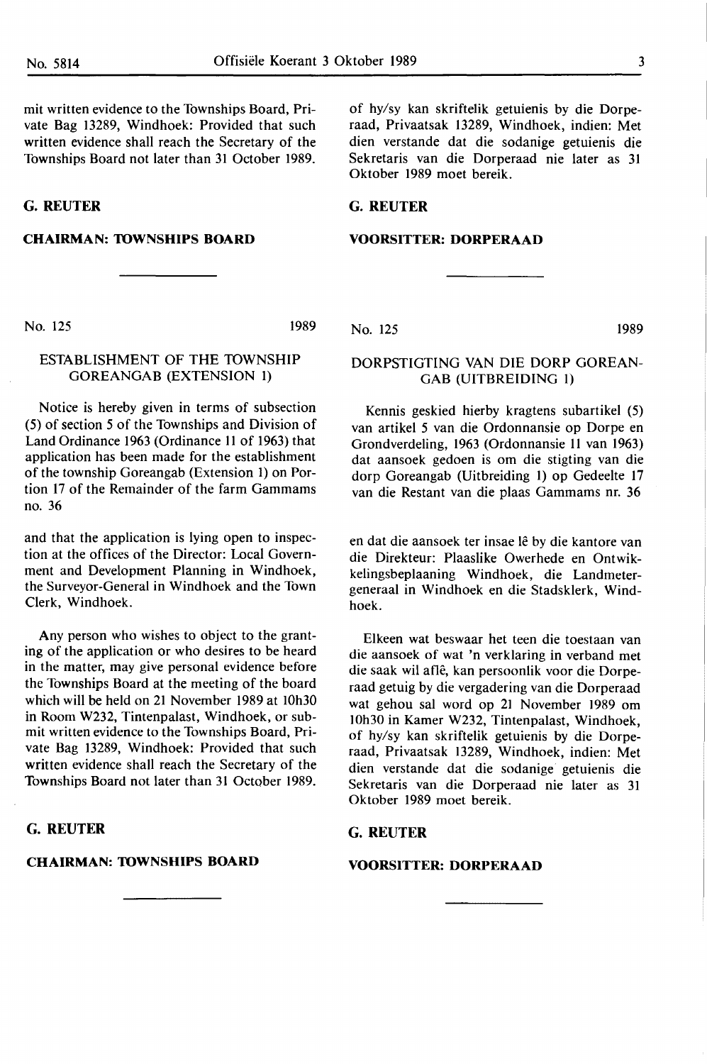mit written evidence to the Townships Board, Private Bag 13289, Windhoek: Provided that such written evidence shall reach the Secretary of the Townships Board not later than 31 October 1989.

**G. REUTER**

**CHAIRMAN: TOWNSHIPS BOARD**

of hy/sy kan skriftelik getuienis by die Dorperaad, Privaatsak 13289, Windhoek, indien: Met dien verstande dat die sodanige getuienis die Sekretaris van die Dorperaad nie later as 31 Oktober 1989 moet bereik.

**G. REUTER**

**VOORSITTER: DORPERAAD**

---

No. 125 1989

## ESTABLISHMENT OF THE TOWNSHIP GOREANGAB (EXTENSION 1)

Notice is hereby given in terms of subsection (5) of section 5 of the Townships and Division of Land Ordinance 1963 (Ordinance 11 of 1963) that application has been made for the establishment of the township Goreangab (Extension 1) on Portion 17 of the Remainder of the farm Gammams no. 36

and that the application is lying open to inspection at the offices of the Director: Local Government and Development Planning in Windhoek, the Surveyor-General in Windhoek and the Town Clerk, Windhoek.

Any person who wishes to object to the granting of the application or who desires to be heard in the matter, may give personal evidence before the Townships Board at the meeting of the board which will be held on 21 November 1989 at 10h30 in Room W232, Tintenpalast, Windhoek, or submit written evidence to the Townships Board, Private Bag 13289, Windhoek: Provided that such written evidence shall reach the Secretary of the Townships Board not later than 31 October 1989.

**G. REUTER**

**CHAIRMAN: TOWNSHIPS BOARD**

---

No. 125 1989

## DORPSTIGTING VAN DIE DORP GOREANGAB (UITBREIDING 1)

Kennis geskied hierby kragtens subartikel (5) van artikel 5 van die Ordonnansie op Dorpe en Grondverdeling, 1963 (Ordonnansie 11 van 1963) dat aansoek gedoen is om die stigting van die dorp Goreangab (Uitbreiding 1) op Gedeelte 17 van die Restant van die plaas Gammams nr. 36

en dat die aansoek ter insae lê by die kantore van die Direkteur: Plaaslike Owerhede en Ontwikkelingsbeplaaning Windhoek, die Landmetergeneraal in Windhoek en die Stadsklerk, Windhoek.

Elkeen wat beswaar het teen die toestaan van die aansoek of wat 'n verklaring in verband met die saak wil aflê, kan persoonlik voor die Dorperaad getuig by die vergadering van die Dorperaad wat gehou sal word op 21 November 1989 om 10h30 in Kamer W232, Tintenpalast, Windhoek, of hy/sy kan skriftelik getuienis by die Dorperaad, Privaatsak 13289, Windhoek, indien: Met dien verstande dat die sodanige getuienis die Sekretaris van die Dorperaad nie later as 31 Oktober 1989 moet bereik.

**G. REUTER**

**VOORSITTER: DORPERAAD**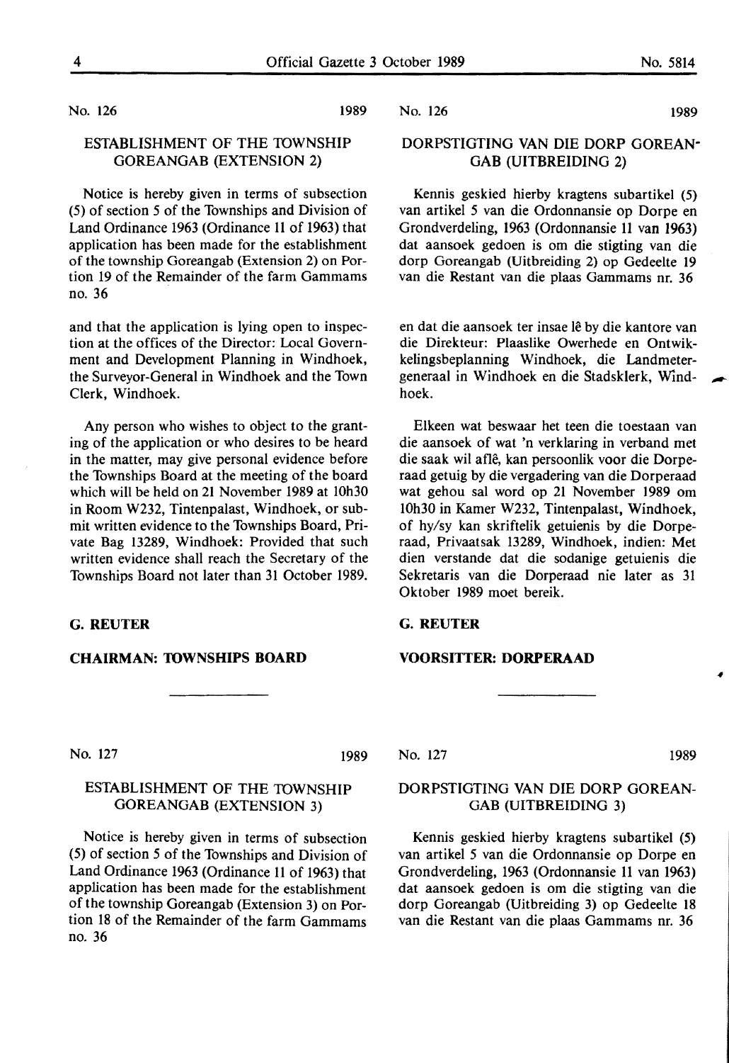No. 126 1989

## ESTABLISHMENT OF THE TOWNSHIP GOREANGAB (EXTENSION 2)

Notice is hereby given in terms of subsection (5) of section 5 of the Townships and Division of Land Ordinance 1963 (Ordinance 11 of 1963) that application has been made for the establishment of the township Goreangab (Extension 2) on Portion 19 of the Remainder of the farm Gammams no. 36

and that the application is lying open to inspection at the offices of the Director: Local Government and Development Planning in Windhoek, the Surveyor-General in Windhoek and the Town Clerk, Windhoek.

Any person who wishes to object to the granting of the application or who desires to be heard in the matter, may give personal evidence before the Townships Board at the meeting of the board which will be held on 21 November 1989 at 10h30 in Room W232, Tintenpalast, Windhoek, or submit written evidence to the Townships Board, Private Bag 13289, Windhoek: Provided that such written evidence shall reach the Secretary of the Townships Board not later than 31 October 1989.

**G. REUTER**

**CHAIRMAN: TOWNSHIPS BOARD**

---

No. 126 1989

## DORPSTIGTING VAN DIE DORP GOREANGAB (UITBREIDING 2)

Kennis geskied hierby kragtens subartikel (5) van artikel 5 van die Ordonnansie op Dorpe en Grondverdeling, 1963 (Ordonnansie 11 van 1963) dat aansoek gedoen is om die stigting van die dorp Goreangab (Uitbreiding 2) op Gedeelte 19 van die Restant van die plaas Gammams nr. 36

en dat die aansoek ter insae lê by die kantore van die Direkteur: Plaaslike Owerhede en Ontwikkelingsbeplanning Windhoek, die Landmeter-generaal in Windhoek en die Stadsklerk, Windhoek.

Elkeen wat beswaar het teen die toestaan van die aansoek of wat 'n verklaring in verband met die saak wil aflê, kan persoonlik voor die Dorperaad getuig by die vergadering van die Dorperaad wat gehou sal word op 21 November 1989 om 10h30 in Kamer W232, Tintenpalast, Windhoek, of hy/sy kan skriftelik getuienis by die Dorperaad, Privaatsak 13289, Windhoek, indien: Met dien verstande dat die sodanige getuienis die Sekretaris van die Dorperaad nie later as 31 Oktober 1989 moet bereik.

**G. REUTER**

**VOORSITTER: DORPERAAD**

---

No. 127 1989

## ESTABLISHMENT OF THE TOWNSHIP GOREANGAB (EXTENSION 3)

Notice is hereby given in terms of subsection (5) of section 5 of the Townships and Division of Land Ordinance 1963 (Ordinance 11 of 1963) that application has been made for the establishment of the township Goreangab (Extension 3) on Portion 18 of the Remainder of the farm Gammams no. 36

---

No. 127 1989

## DORPSTIGTING VAN DIE DORP GOREANGAB (UITBREIDING 3)

Kennis geskied hierby kragtens subartikel (5) van artikel 5 van die Ordonnansie op Dorpe en Grondverdeling, 1963 (Ordonnansie 11 van 1963) dat aansoek gedoen is om die stigting van die dorp Goreangab (Uitbreiding 3) op Gedeelte 18 van die Restant van die plaas Gammams nr. 36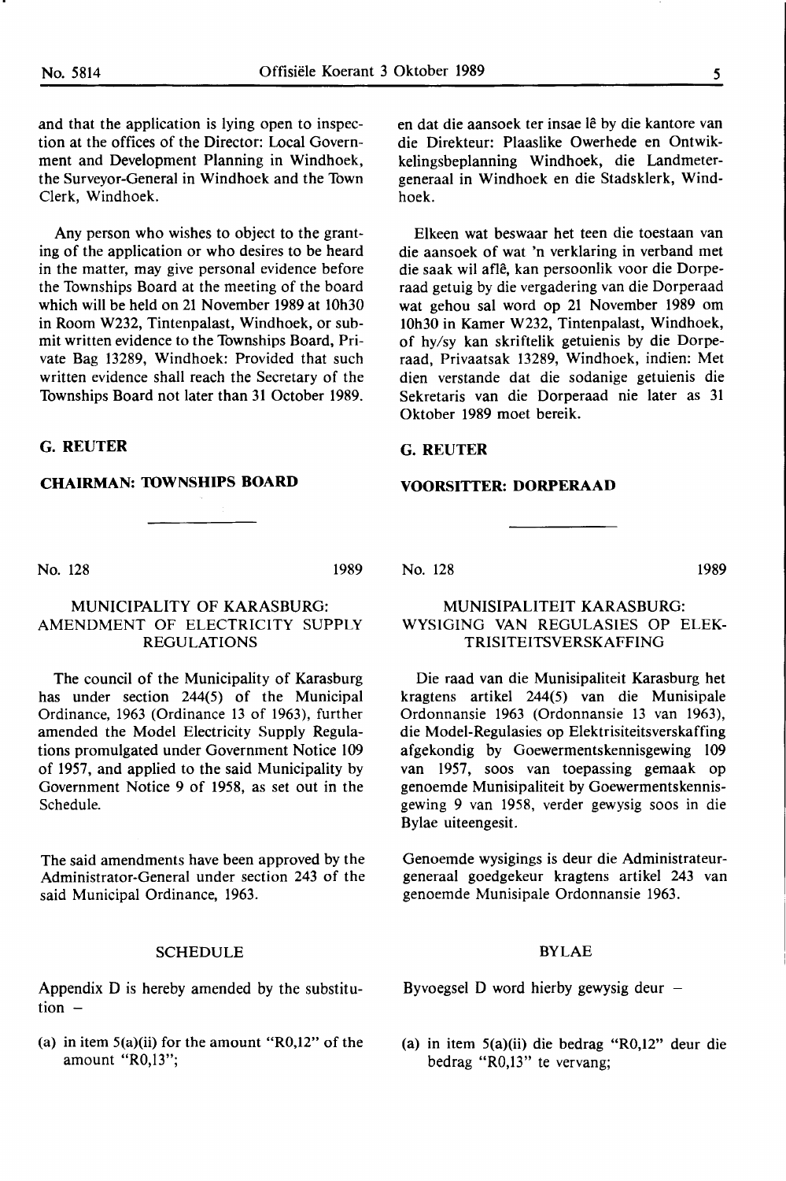and that the application is lying open to inspection at the offices of the Director: Local Government and Development Planning in Windhoek, the Surveyor-General in Windhoek and the Town Clerk, Windhoek.

Any person who wishes to object to the granting of the application or who desires to be heard in the matter, may give personal evidence before the Townships Board at the meeting of the board which will be held on 21 November 1989 at 10h30 in Room W232, Tintenpalast, Windhoek, or submit written evidence to the Townships Board, Private Bag 13289, Windhoek: Provided that such written evidence shall reach the Secretary of the Townships Board not later than 31 October 1989.

**G. REUTER**

**CHAIRMAN: TOWNSHIPS BOARD**

No. 128 1989

MUNICIPALITY OF KARASBURG: AMENDMENT OF ELECTRICITY SUPPLY REGULATIONS

The council of the Municipality of Karasburg has under section 244(5) of the Municipal Ordinance, 1963 (Ordinance 13 of 1963), further amended the Model Electricity Supply Regulations promulgated under Government Notice 109 of 1957, and applied to the said Municipality by Government Notice 9 of 1958, as set out in the Schedule.

The said amendments have been approved by the Administrator-General under section 243 of the said Municipal Ordinance, 1963.

SCHEDULE

Appendix D is hereby amended by the substitution –

(a) in item 5(a)(ii) for the amount "R0,12" of the amount "R0,13";

en dat die aansoek ter insae lê by die kantore van die Direkteur: Plaaslike Owerhede en Ontwikkelingsbeplanning Windhoek, die Landmeter-generaal in Windhoek en die Stadsklerk, Windhoek.

Elkeen wat beswaar het teen die toestaan van die aansoek of wat 'n verklaring in verband met die saak wil aflê, kan persoonlik voor die Dorperaad getuig by die vergadering van die Dorperaad wat gehou sal word op 21 November 1989 om 10h30 in Kamer W232, Tintenpalast, Windhoek, of hy/sy kan skriftelik getuienis by die Dorperaad, Privaatsak 13289, Windhoek, indien: Met dien verstande dat die sodanige getuienis die Sekretaris van die Dorperaad nie later as 31 Oktober 1989 moet bereik.

**G. REUTER**

**VOORSITTER: DORPERAAD**

No. 128 1989

MUNISIPALITEIT KARASBURG: WYSIGING VAN REGULASIES OP ELEKTRISITEITSVERSKAFFING

Die raad van die Munisipaliteit Karasburg het kragtens artikel 244(5) van die Munisipale Ordonnansie 1963 (Ordonnansie 13 van 1963), die Model-Regulasies op Elektrisiteitsverskaffing afgekondig by Goewermentskennisgewing 109 van 1957, soos van toepassing gemaak op genoemde Munisipaliteit by Goewermentskennisgewing 9 van 1958, verder gewysig soos in die Bylae uiteengesit.

Genoemde wysigings is deur die Administrateur-generaal goedgekeur kragtens artikel 243 van genoemde Munisipale Ordonnansie 1963.

BYLAE

Byvoegsel D word hierby gewysig deur –

(a) in item 5(a)(ii) die bedrag "R0,12" deur die bedrag "R0,13" te vervang;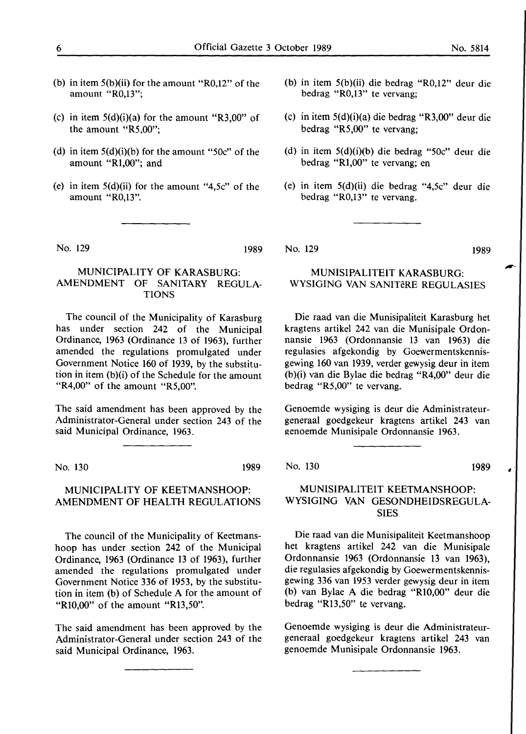(b) in item 5(b)(ii) for the amount "R0,12" of the amount "R0,13";

(c) in item 5(d)(i)(a) for the amount "R3,00" of the amount "R5,00";

(d) in item 5(d)(i)(b) for the amount "50c" of the amount "R1,00"; and

(e) in item 5(d)(ii) for the amount "4,5c" of the amount "R0,13".

(b) in item 5(b)(ii) die bedrag "R0,12" deur die bedrag "R0,13" te vervang;

(c) in item 5(d)(i)(a) die bedrag "R3,00" deur die bedrag "R5,00" te vervang;

(d) in item 5(d)(i)(b) die bedrag "50c" deur die bedrag "R1,00" te vervang; en

(e) in item 5(d)(ii) die bedrag "4,5c" deur die bedrag "R0,13" te vervang.

---

No. 129 1989

## MUNICIPALITY OF KARASBURG: AMENDMENT OF SANITARY REGULATIONS

The council of the Municipality of Karasburg has under section 242 of the Municipal Ordinance, 1963 (Ordinance 13 of 1963), further amended the regulations promulgated under Government Notice 160 of 1939, by the substitution in item (b)(i) of the Schedule for the amount "R4,00" of the amount "R5,00".

The said amendment has been approved by the Administrator-General under section 243 of the said Municipal Ordinance, 1963.

No. 129 1989

## MUNISIPALITEIT KARASBURG: WYSIGING VAN SANITêRE REGULASIES

Die raad van die Munisipaliteit Karasburg het kragtens artikel 242 van die Munisipale Ordonnansie 1963 (Ordonnansie 13 van 1963) die regulasies afgekondig by Goewermentskennisgewing 160 van 1939, verder gewysig deur in item (b)(i) van die Bylae die bedrag "R4,00" deur die bedrag "R5,00" te vervang.

Genoemde wysiging is deur die Administrateur-generaal goedgekeur kragtens artikel 243 van genoemde Munisipale Ordonnansie 1963.

---

No. 130 1989

## MUNICIPALITY OF KEETMANSHOOP: AMENDMENT OF HEALTH REGULATIONS

The council of the Municipality of Keetmanshoop has under section 242 of the Municipal Ordinance, 1963 (Ordinance 13 of 1963), further amended the regulations promulgated under Government Notice 336 of 1953, by the substitution in item (b) of Schedule A for the amount of "R10,00" of the amount "R13,50".

The said amendment has been approved by the Administrator-General under section 243 of the said Municipal Ordinance, 1963.

No. 130 1989

## MUNISIPALITEIT KEETMANSHOOP: WYSIGING VAN GESONDHEIDSREGULASIES

Die raad van die Munisipaliteit Keetmanshoop het kragtens artikel 242 van die Munisipale Ordonnansie 1963 (Ordonnansie 13 van 1963), die regulasies afgekondig by Goewermentskennisgewing 336 van 1953 verder gewysig deur in item (b) van Bylae A die bedrag "R10,00" deur die bedrag "R13,50" te vervang.

Genoemde wysiging is deur die Administrateur-generaal goedgekeur kragtens artikel 243 van genoemde Munisipale Ordonnansie 1963.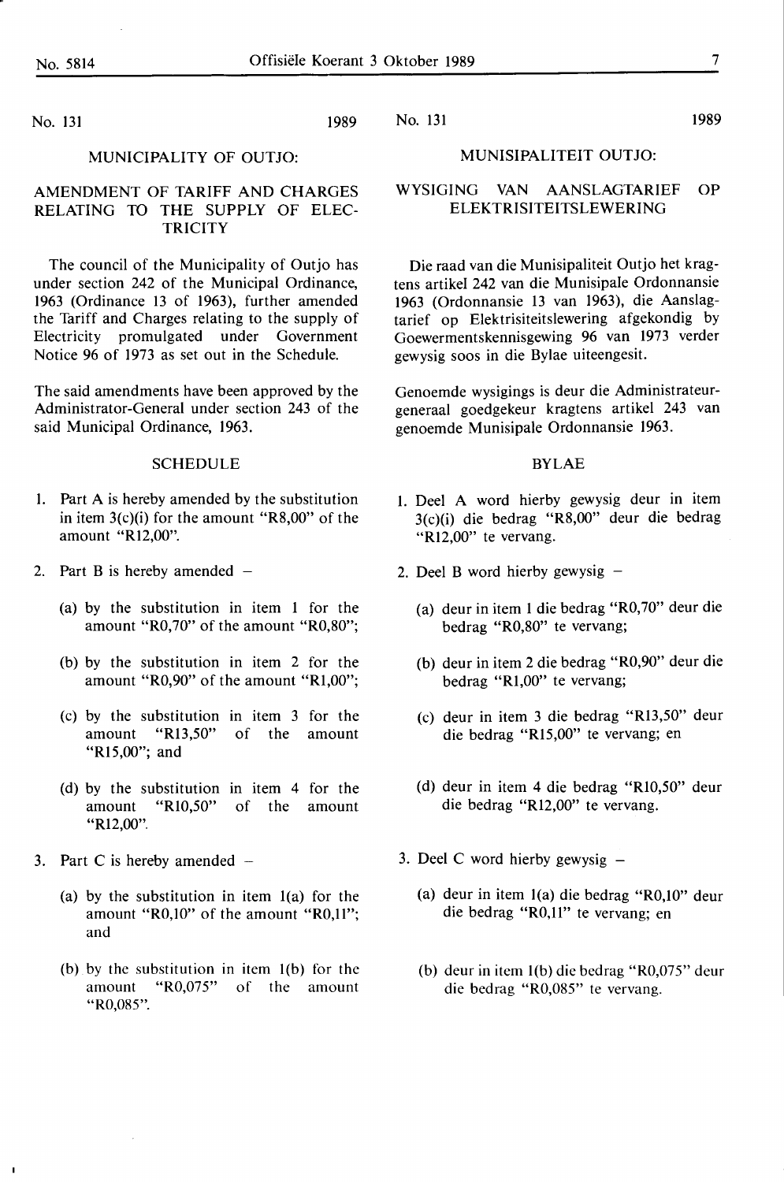No. 131 1989

## MUNICIPALITY OF OUTJO:

## AMENDMENT OF TARIFF AND CHARGES RELATING TO THE SUPPLY OF ELECTRICITY

The council of the Municipality of Outjo has under section 242 of the Municipal Ordinance, 1963 (Ordinance 13 of 1963), further amended the Tariff and Charges relating to the supply of Electricity promulgated under Government Notice 96 of 1973 as set out in the Schedule.

The said amendments have been approved by the Administrator-General under section 243 of the said Municipal Ordinance, 1963.

### SCHEDULE

1. Part A is hereby amended by the substitution in item 3(c)(i) for the amount "R8,00" of the amount "R12,00".

2. Part B is hereby amended –

   (a) by the substitution in item 1 for the amount "R0,70" of the amount "R0,80";

   (b) by the substitution in item 2 for the amount "R0,90" of the amount "R1,00";

   (c) by the substitution in item 3 for the amount "R13,50" of the amount "R15,00"; and

   (d) by the substitution in item 4 for the amount "R10,50" of the amount "R12,00".

3. Part C is hereby amended –

   (a) by the substitution in item 1(a) for the amount "R0,10" of the amount "R0,11"; and

   (b) by the substitution in item 1(b) for the amount "R0,075" of the amount "R0,085".

No. 131 1989

## MUNISIPALITEIT OUTJO:

## WYSIGING VAN AANSLAGTARIEF OP ELEKTRISITEITSLEWERING

Die raad van die Munisipaliteit Outjo het kragtens artikel 242 van die Munisipale Ordonnansie 1963 (Ordonnansie 13 van 1963), die Aanslagtarief op Elektrisiteitslewering afgekondig by Goewermentskennisgewing 96 van 1973 verder gewysig soos in die Bylae uiteengesit.

Genoemde wysigings is deur die Administrateur-generaal goedgekeur kragtens artikel 243 van genoemde Munisipale Ordonnansie 1963.

### BYLAE

1. Deel A word hierby gewysig deur in item 3(c)(i) die bedrag "R8,00" deur die bedrag "R12,00" te vervang.

2. Deel B word hierby gewysig –

   (a) deur in item 1 die bedrag "R0,70" deur die bedrag "R0,80" te vervang;

   (b) deur in item 2 die bedrag "R0,90" deur die bedrag "R1,00" te vervang;

   (c) deur in item 3 die bedrag "R13,50" deur die bedrag "R15,00" te vervang; en

   (d) deur in item 4 die bedrag "R10,50" deur die bedrag "R12,00" te vervang.

3. Deel C word hierby gewysig –

   (a) deur in item 1(a) die bedrag "R0,10" deur die bedrag "R0,11" te vervang; en

   (b) deur in item 1(b) die bedrag "R0,075" deur die bedrag "R0,085" te vervang.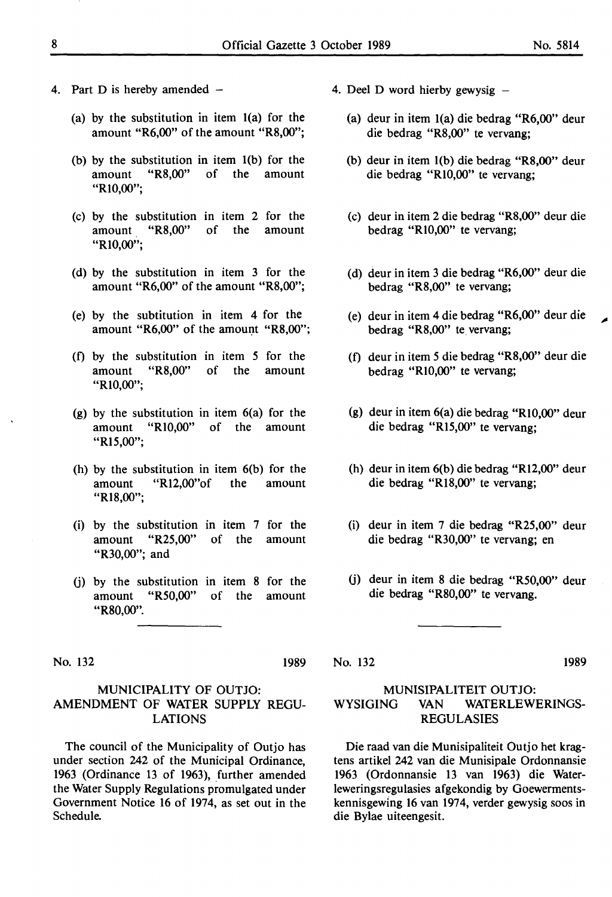4. Part D is hereby amended –

   (a) by the substitution in item 1(a) for the amount "R6,00" of the amount "R8,00";

   (b) by the substitution in item 1(b) for the amount "R8,00" of the amount "R10,00";

   (c) by the substitution in item 2 for the amount "R8,00" of the amount "R10,00";

   (d) by the substitution in item 3 for the amount "R6,00" of the amount "R8,00";

   (e) by the subtitution in item 4 for the amount "R6,00" of the amount "R8,00";

   (f) by the substitution in item 5 for the amount "R8,00" of the amount "R10,00";

   (g) by the substitution in item 6(a) for the amount "R10,00" of the amount "R15,00";

   (h) by the substitution in item 6(b) for the amount "R12,00"of the amount "R18,00";

   (i) by the substitution in item 7 for the amount "R25,00" of the amount "R30,00"; and

   (j) by the substitution in item 8 for the amount "R50,00" of the amount "R80,00".

4. Deel D word hierby gewysig –

   (a) deur in item 1(a) die bedrag "R6,00" deur die bedrag "R8,00" te vervang;

   (b) deur in item 1(b) die bedrag "R8,00" deur die bedrag "R10,00" te vervang;

   (c) deur in item 2 die bedrag "R8,00" deur die bedrag "R10,00" te vervang;

   (d) deur in item 3 die bedrag "R6,00" deur die bedrag "R8,00" te vervang;

   (e) deur in item 4 die bedrag "R6,00" deur die bedrag "R8,00" te vervang;

   (f) deur in item 5 die bedrag "R8,00" deur die bedrag "R10,00" te vervang;

   (g) deur in item 6(a) die bedrag "R10,00" deur die bedrag "R15,00" te vervang;

   (h) deur in item 6(b) die bedrag "R12,00" deur die bedrag "R18,00" te vervang;

   (i) deur in item 7 die bedrag "R25,00" deur die bedrag "R30,00" te vervang; en

   (j) deur in item 8 die bedrag "R50,00" deur die bedrag "R80,00" te vervang.

---

No. 132 1989

## MUNICIPALITY OF OUTJO: AMENDMENT OF WATER SUPPLY REGULATIONS

The council of the Municipality of Outjo has under section 242 of the Municipal Ordinance, 1963 (Ordinance 13 of 1963), further amended the Water Supply Regulations promulgated under Government Notice 16 of 1974, as set out in the Schedule.

No. 132 1989

## MUNISIPALITEIT OUTJO: WYSIGING VAN WATERLEWERINGS-REGULASIES

Die raad van die Munisipaliteit Outjo het kragtens artikel 242 van die Munisipale Ordonnansie 1963 (Ordonnansie 13 van 1963) die Waterleweringsregulasies afgekondig by Goewermentskennisgewing 16 van 1974, verder gewysig soos in die Bylae uiteengesit.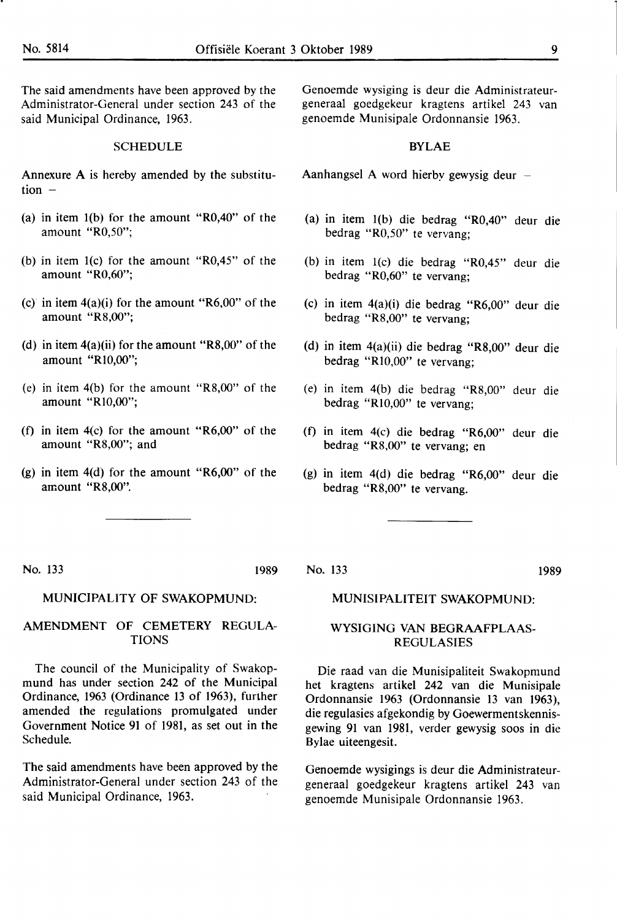The said amendments have been approved by the Administrator-General under section 243 of the said Municipal Ordinance, 1963.

SCHEDULE

Annexure A is hereby amended by the substitution –

(a) in item 1(b) for the amount "R0,40" of the amount "R0,50";

(b) in item 1(c) for the amount "R0,45" of the amount "R0,60";

(c) in item 4(a)(i) for the amount "R6,00" of the amount "R8,00";

(d) in item 4(a)(ii) for the amount "R8,00" of the amount "R10,00";

(e) in item 4(b) for the amount "R8,00" of the amount "R10,00";

(f) in item 4(c) for the amount "R6,00" of the amount "R8,00"; and

(g) in item 4(d) for the amount "R6,00" of the amount "R8,00".

Genoemde wysiging is deur die Administrateur-generaal goedgekeur kragtens artikel 243 van genoemde Munisipale Ordonnansie 1963.

BYLAE

Aanhangsel A word hierby gewysig deur –

(a) in item 1(b) die bedrag "R0,40" deur die bedrag "R0,50" te vervang;

(b) in item 1(c) die bedrag "R0,45" deur die bedrag "R0,60" te vervang;

(c) in item 4(a)(i) die bedrag "R6,00" deur die bedrag "R8,00" te vervang;

(d) in item 4(a)(ii) die bedrag "R8,00" deur die bedrag "R10,00" te vervang;

(e) in item 4(b) die bedrag "R8,00" deur die bedrag "R10,00" te vervang;

(f) in item 4(c) die bedrag "R6,00" deur die bedrag "R8,00" te vervang; en

(g) in item 4(d) die bedrag "R6,00" deur die bedrag "R8,00" te vervang.

---

No. 133 1989

MUNICIPALITY OF SWAKOPMUND:

AMENDMENT OF CEMETERY REGULATIONS

The council of the Municipality of Swakopmund has under section 242 of the Municipal Ordinance, 1963 (Ordinance 13 of 1963), further amended the regulations promulgated under Government Notice 91 of 1981, as set out in the Schedule.

The said amendments have been approved by the Administrator-General under section 243 of the said Municipal Ordinance, 1963.

No. 133 1989

MUNISIPALITEIT SWAKOPMUND:

WYSIGING VAN BEGRAAFPLAAS-REGULASIES

Die raad van die Munisipaliteit Swakopmund het kragtens artikel 242 van die Munisipale Ordonnansie 1963 (Ordonnansie 13 van 1963), die regulasies afgekondig by Goewermentskennisgewing 91 van 1981, verder gewysig soos in die Bylae uiteengesit.

Genoemde wysigings is deur die Administrateur-generaal goedgekeur kragtens artikel 243 van genoemde Munisipale Ordonnansie 1963.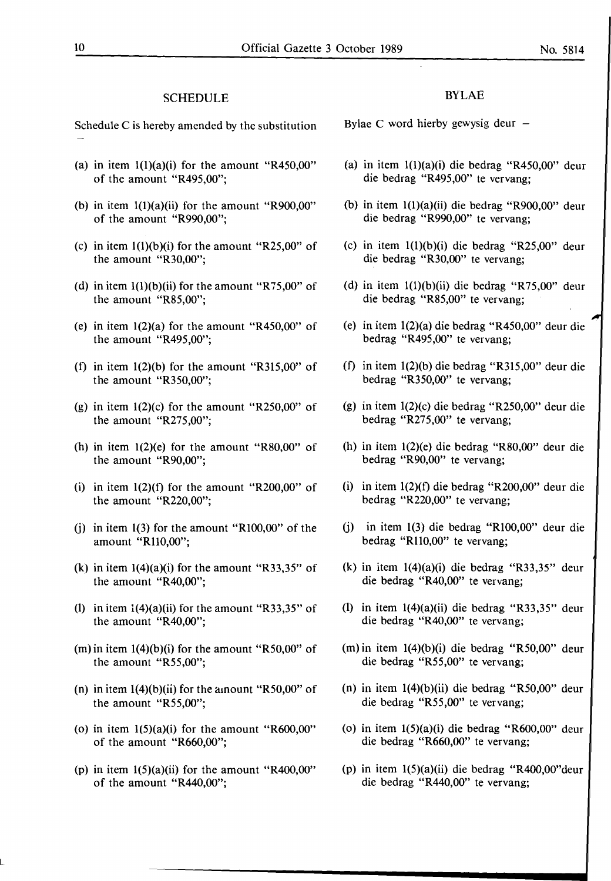## SCHEDULE

Schedule C is hereby amended by the substitution –

(a) in item 1(1)(a)(i) for the amount "R450,00" of the amount "R495,00";

(b) in item 1(1)(a)(ii) for the amount "R900,00" of the amount "R990,00";

(c) in item 1(1)(b)(i) for the amount "R25,00" of the amount "R30,00";

(d) in item 1(1)(b)(ii) for the amount "R75,00" of the amount "R85,00";

(e) in item 1(2)(a) for the amount "R450,00" of the amount "R495,00";

(f) in item 1(2)(b) for the amount "R315,00" of the amount "R350,00";

(g) in item 1(2)(c) for the amount "R250,00" of the amount "R275,00";

(h) in item 1(2)(e) for the amount "R80,00" of the amount "R90,00";

(i) in item 1(2)(f) for the amount "R200,00" of the amount "R220,00";

(j) in item 1(3) for the amount "R100,00" of the amount "R110,00";

(k) in item 1(4)(a)(i) for the amount "R33,35" of the amount "R40,00";

(l) in item 1(4)(a)(ii) for the amount "R33,35" of the amount "R40,00";

(m) in item 1(4)(b)(i) for the amount "R50,00" of the amount "R55,00";

(n) in item 1(4)(b)(ii) for the amount "R50,00" of the amount "R55,00";

(o) in item 1(5)(a)(i) for the amount "R600,00" of the amount "R660,00";

(p) in item 1(5)(a)(ii) for the amount "R400,00" of the amount "R440,00";

## BYLAE

Bylae C word hierby gewysig deur –

(a) in item 1(1)(a)(i) die bedrag "R450,00" deur die bedrag "R495,00" te vervang;

(b) in item 1(1)(a)(ii) die bedrag "R900,00" deur die bedrag "R990,00" te vervang;

(c) in item 1(1)(b)(i) die bedrag "R25,00" deur die bedrag "R30,00" te vervang;

(d) in item 1(1)(b)(ii) die bedrag "R75,00" deur die bedrag "R85,00" te vervang;

(e) in item 1(2)(a) die bedrag "R450,00" deur die bedrag "R495,00" te vervang;

(f) in item 1(2)(b) die bedrag "R315,00" deur die bedrag "R350,00" te vervang;

(g) in item 1(2)(c) die bedrag "R250,00" deur die bedrag "R275,00" te vervang;

(h) in item 1(2)(e) die bedrag "R80,00" deur die bedrag "R90,00" te vervang;

(i) in item 1(2)(f) die bedrag "R200,00" deur die bedrag "R220,00" te vervang;

(j) in item 1(3) die bedrag "R100,00" deur die bedrag "R110,00" te vervang;

(k) in item 1(4)(a)(i) die bedrag "R33,35" deur die bedrag "R40,00" te vervang;

(l) in item 1(4)(a)(ii) die bedrag "R33,35" deur die bedrag "R40,00" te vervang;

(m) in item 1(4)(b)(i) die bedrag "R50,00" deur die bedrag "R55,00" te vervang;

(n) in item 1(4)(b)(ii) die bedrag "R50,00" deur die bedrag "R55,00" te vervang;

(o) in item 1(5)(a)(i) die bedrag "R600,00" deur die bedrag "R660,00" te vervang;

(p) in item 1(5)(a)(ii) die bedrag "R400,00"deur die bedrag "R440,00" te vervang;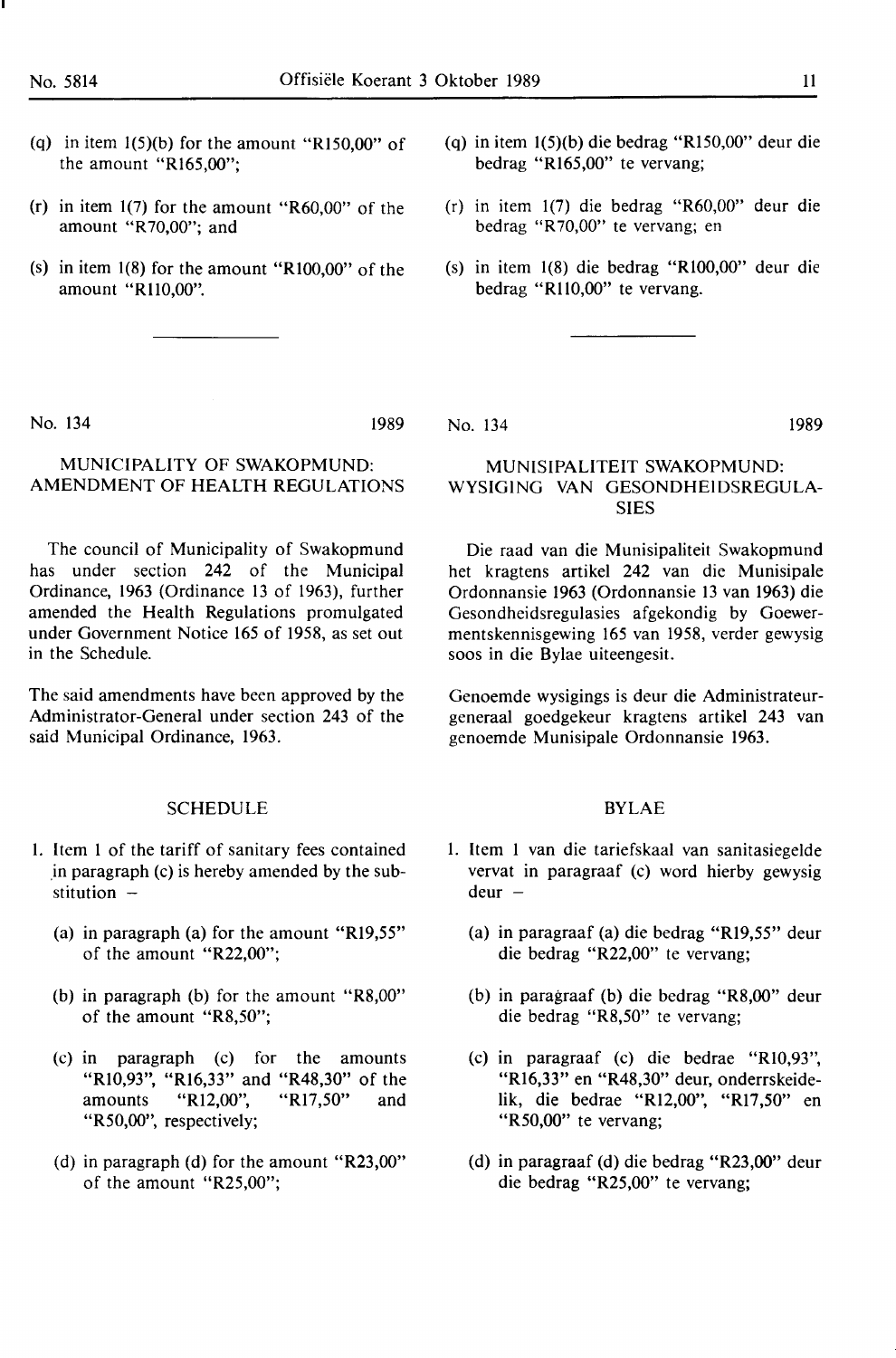(q) in item 1(5)(b) for the amount "R150,00" of the amount "R165,00";

(r) in item 1(7) for the amount "R60,00" of the amount "R70,00"; and

(s) in item 1(8) for the amount "R100,00" of the amount "R110,00".

---

No. 134 1989

## MUNICIPALITY OF SWAKOPMUND: AMENDMENT OF HEALTH REGULATIONS

The council of Municipality of Swakopmund has under section 242 of the Municipal Ordinance, 1963 (Ordinance 13 of 1963), further amended the Health Regulations promulgated under Government Notice 165 of 1958, as set out in the Schedule.

The said amendments have been approved by the Administrator-General under section 243 of the said Municipal Ordinance, 1963.

### SCHEDULE

1. Item 1 of the tariff of sanitary fees contained in paragraph (c) is hereby amended by the substitution –

   (a) in paragraph (a) for the amount "R19,55" of the amount "R22,00";

   (b) in paragraph (b) for the amount "R8,00" of the amount "R8,50";

   (c) in paragraph (c) for the amounts "R10,93", "R16,33" and "R48,30" of the amounts "R12,00", "R17,50" and "R50,00", respectively;

   (d) in paragraph (d) for the amount "R23,00" of the amount "R25,00";

---

(q) in item 1(5)(b) die bedrag "R150,00" deur die bedrag "R165,00" te vervang;

(r) in item 1(7) die bedrag "R60,00" deur die bedrag "R70,00" te vervang; en

(s) in item 1(8) die bedrag "R100,00" deur die bedrag "R110,00" te vervang.

---

No. 134 1989

## MUNISIPALITEIT SWAKOPMUND: WYSIGING VAN GESONDHEIDSREGULASIES

Die raad van die Munisipaliteit Swakopmund het kragtens artikel 242 van die Munisipale Ordonnansie 1963 (Ordonnansie 13 van 1963) die Gesondheidsregulasies afgekondig by Goewermentskennisgewing 165 van 1958, verder gewysig soos in die Bylae uiteengesit.

Genoemde wysigings is deur die Administrateur-generaal goedgekeur kragtens artikel 243 van genoemde Munisipale Ordonnansie 1963.

### BYLAE

1. Item 1 van die tariefskaal van sanitasiegelde vervat in paragraaf (c) word hierby gewysig deur –

   (a) in paragraaf (a) die bedrag "R19,55" deur die bedrag "R22,00" te vervang;

   (b) in paragraaf (b) die bedrag "R8,00" deur die bedrag "R8,50" te vervang;

   (c) in paragraaf (c) die bedrae "R10,93", "R16,33" en "R48,30" deur, onderrskeidelik, die bedrae "R12,00", "R17,50" en "R50,00" te vervang;

   (d) in paragraaf (d) die bedrag "R23,00" deur die bedrag "R25,00" te vervang;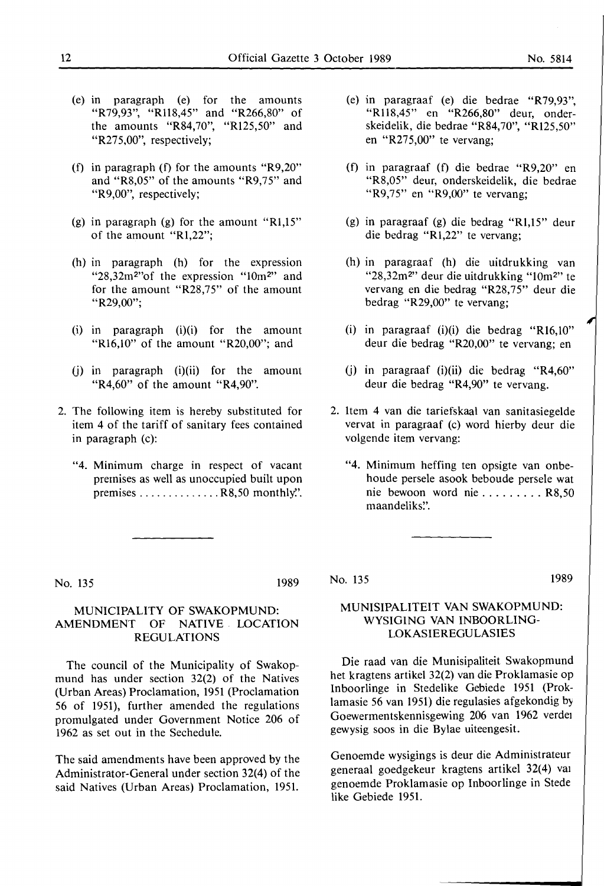(e) in paragraph (e) for the amounts "R79,93", "R118,45" and "R266,80" of the amounts "R84,70", "R125,50" and "R275,00", respectively;

(f) in paragraph (f) for the amounts "R9,20" and "R8,05" of the amounts "R9,75" and "R9,00", respectively;

(g) in paragraph (g) for the amount "R1,15" of the amount "R1,22";

(h) in paragraph (h) for the expression "28,32m²" of the expression "10m²" and for the amount "R28,75" of the amount "R29,00";

(i) in paragraph (i)(i) for the amount "R16,10" of the amount "R20,00"; and

(j) in paragraph (i)(ii) for the amount "R4,60" of the amount "R4,90".

2. The following item is hereby substituted for item 4 of the tariff of sanitary fees contained in paragraph (c):

"4. Minimum charge in respect of vacant premises as well as unoccupied built upon premises . . . . . . . . . . . . . R8,50 monthly.".

(e) in paragraaf (e) die bedrae "R79,93", "R118,45" en "R266,80" deur, onderskeidelik, die bedrae "R84,70", "R125,50" en "R275,00" te vervang;

(f) in paragraaf (f) die bedrae "R9,20" en "R8,05" deur, onderskeidelik, die bedrae "R9,75" en "R9,00" te vervang;

(g) in paragraaf (g) die bedrag "R1,15" deur die bedrag "R1,22" te vervang;

(h) in paragraaf (h) die uitdrukking van "28,32m²" deur die uitdrukking "10m²" te vervang en die bedrag "R28,75" deur die bedrag "R29,00" te vervang;

(i) in paragraaf (i)(i) die bedrag "R16,10" deur die bedrag "R20,00" te vervang; en

(j) in paragraaf (i)(ii) die bedrag "R4,60" deur die bedrag "R4,90" te vervang.

2. Item 4 van die tariefskaal van sanitasiegelde vervat in paragraaf (c) word hierby deur die volgende item vervang:

"4. Minimum heffing ten opsigte van onbeboude persele asook beboude persele wat nie bewoon word nie . . . . . . . . . R8,50 maandeliks.".

---

No. 135 1989

## MUNICIPALITY OF SWAKOPMUND: AMENDMENT OF NATIVE LOCATION REGULATIONS

The council of the Municipality of Swakopmund has under section 32(2) of the Natives (Urban Areas) Proclamation, 1951 (Proclamation 56 of 1951), further amended the regulations promulgated under Government Notice 206 of 1962 as set out in the Sechedule.

The said amendments have been approved by the Administrator-General under section 32(4) of the said Natives (Urban Areas) Proclamation, 1951.

No. 135 1989

## MUNISIPALITEIT VAN SWAKOPMUND: WYSIGING VAN INBOORLING-LOKASIEREGULASIES

Die raad van die Munisipaliteit Swakopmund het kragtens artikel 32(2) van die Proklamasie op Inboorlinge in Stedelike Gebiede 1951 (Proklamasie 56 van 1951) die regulasies afgekondig by Goewermentskennisgewing 206 van 1962 verder gewysig soos in die Bylae uiteengesit.

Genoemde wysigings is deur die Administrateur generaal goedgekeur kragtens artikel 32(4) van genoemde Proklamasie op Inboorlinge in Stedelike Gebiede 1951.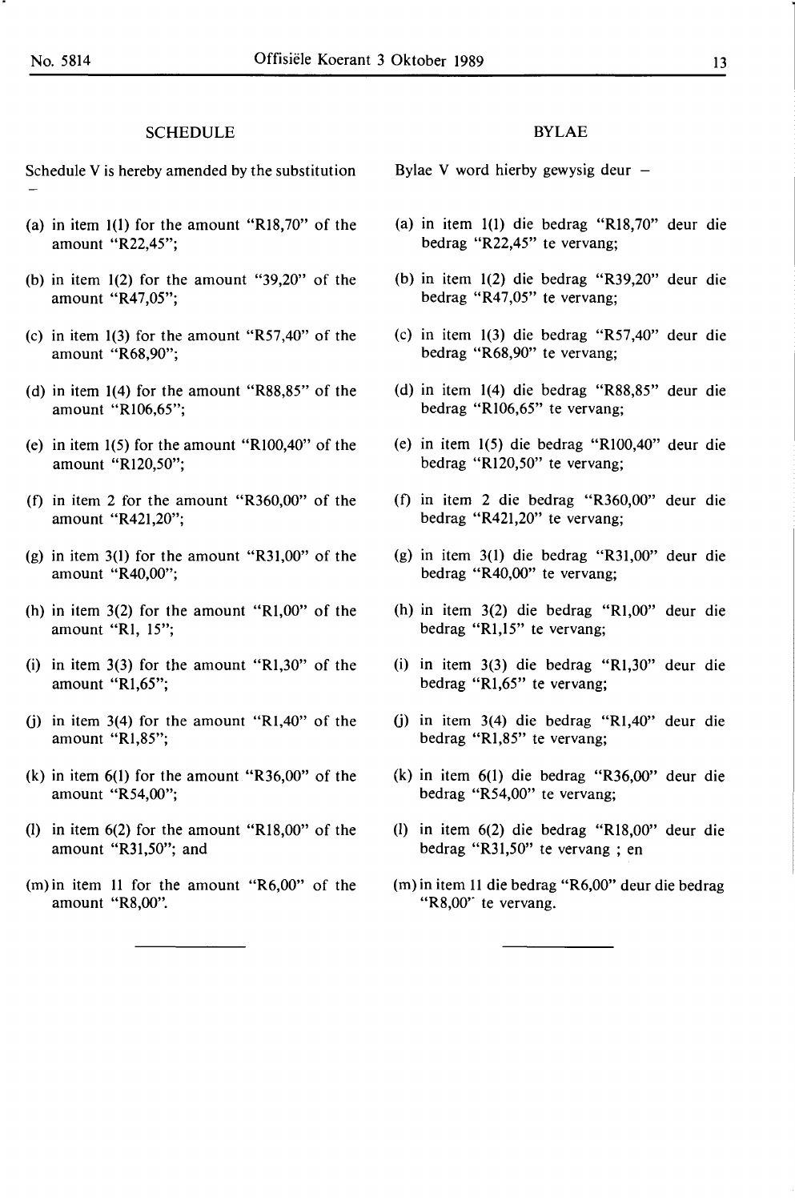## SCHEDULE

Schedule V is hereby amended by the substitution –

(a) in item 1(1) for the amount "R18,70" of the amount "R22,45";

(b) in item 1(2) for the amount "39,20" of the amount "R47,05";

(c) in item 1(3) for the amount "R57,40" of the amount "R68,90";

(d) in item 1(4) for the amount "R88,85" of the amount "R106,65";

(e) in item 1(5) for the amount "R100,40" of the amount "R120,50";

(f) in item 2 for the amount "R360,00" of the amount "R421,20";

(g) in item 3(1) for the amount "R31,00" of the amount "R40,00";

(h) in item 3(2) for the amount "R1,00" of the amount "R1, 15";

(i) in item 3(3) for the amount "R1,30" of the amount "R1,65";

(j) in item 3(4) for the amount "R1,40" of the amount "R1,85";

(k) in item 6(1) for the amount "R36,00" of the amount "R54,00";

(l) in item 6(2) for the amount "R18,00" of the amount "R31,50"; and

(m) in item 11 for the amount "R6,00" of the amount "R8,00".

---

## BYLAE

Bylae V word hierby gewysig deur –

(a) in item 1(1) die bedrag "R18,70" deur die bedrag "R22,45" te vervang;

(b) in item 1(2) die bedrag "R39,20" deur die bedrag "R47,05" te vervang;

(c) in item 1(3) die bedrag "R57,40" deur die bedrag "R68,90" te vervang;

(d) in item 1(4) die bedrag "R88,85" deur die bedrag "R106,65" te vervang;

(e) in item 1(5) die bedrag "R100,40" deur die bedrag "R120,50" te vervang;

(f) in item 2 die bedrag "R360,00" deur die bedrag "R421,20" te vervang;

(g) in item 3(1) die bedrag "R31,00" deur die bedrag "R40,00" te vervang;

(h) in item 3(2) die bedrag "R1,00" deur die bedrag "R1,15" te vervang;

(i) in item 3(3) die bedrag "R1,30" deur die bedrag "R1,65" te vervang;

(j) in item 3(4) die bedrag "R1,40" deur die bedrag "R1,85" te vervang;

(k) in item 6(1) die bedrag "R36,00" deur die bedrag "R54,00" te vervang;

(l) in item 6(2) die bedrag "R18,00" deur die bedrag "R31,50" te vervang ; en

(m) in item 11 die bedrag "R6,00" deur die bedrag "R8,00" te vervang.

---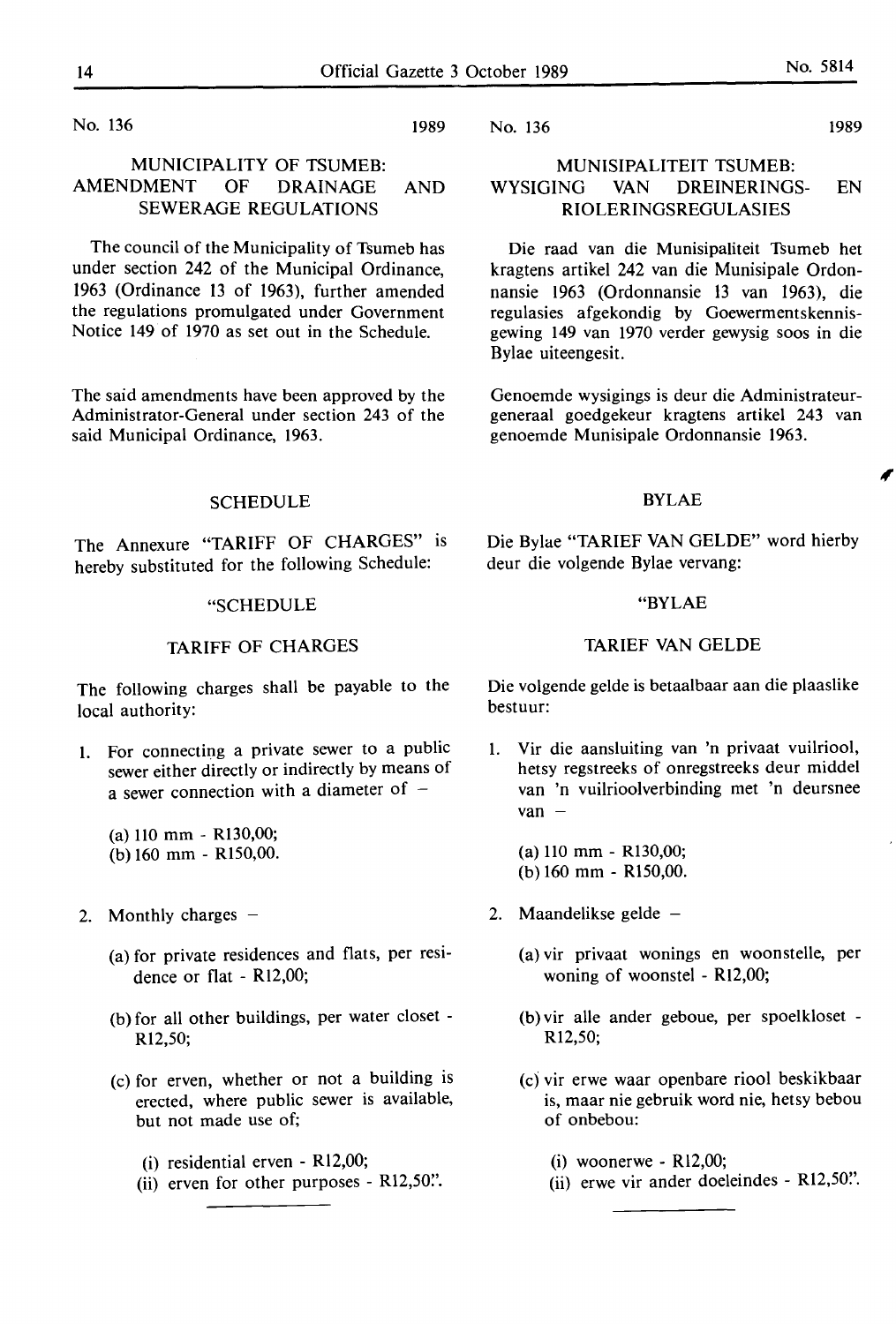No. 136 1989

## MUNICIPALITY OF TSUMEB: AMENDMENT OF DRAINAGE AND SEWERAGE REGULATIONS

The council of the Municipality of Tsumeb has under section 242 of the Municipal Ordinance, 1963 (Ordinance 13 of 1963), further amended the regulations promulgated under Government Notice 149 of 1970 as set out in the Schedule.

The said amendments have been approved by the Administrator-General under section 243 of the said Municipal Ordinance, 1963.

### SCHEDULE

The Annexure "TARIFF OF CHARGES" is hereby substituted for the following Schedule:

"SCHEDULE

TARIFF OF CHARGES

The following charges shall be payable to the local authority:

1. For connecting a private sewer to a public sewer either directly or indirectly by means of a sewer connection with a diameter of –

   (a) 110 mm - R130,00;
   (b) 160 mm - R150,00.

2. Monthly charges –

   (a) for private residences and flats, per residence or flat - R12,00;

   (b) for all other buildings, per water closet - R12,50;

   (c) for erven, whether or not a building is erected, where public sewer is available, but not made use of;

      (i) residential erven - R12,00;
      (ii) erven for other purposes - R12,50.".

---

No. 136 1989

## MUNISIPALITEIT TSUMEB: WYSIGING VAN DREINERINGS- EN RIOLERINGSREGULASIES

Die raad van die Munisipaliteit Tsumeb het kragtens artikel 242 van die Munisipale Ordonnansie 1963 (Ordonnansie 13 van 1963), die regulasies afgekondig by Goewermentskennisgewing 149 van 1970 verder gewysig soos in die Bylae uiteengesit.

Genoemde wysigings is deur die Administrateur-generaal goedgekeur kragtens artikel 243 van genoemde Munisipale Ordonnansie 1963.

### BYLAE

Die Bylae "TARIEF VAN GELDE" word hierby deur die volgende Bylae vervang:

"BYLAE

TARIEF VAN GELDE

Die volgende gelde is betaalbaar aan die plaaslike bestuur:

1. Vir die aansluiting van 'n privaat vuilriool, hetsy regstreeks of onregstreeks deur middel van 'n vuilrioolverbinding met 'n deursnee van –

   (a) 110 mm - R130,00;
   (b) 160 mm - R150,00.

2. Maandelikse gelde –

   (a) vir privaat wonings en woonstelle, per woning of woonstel - R12,00;

   (b) vir alle ander geboue, per spoelkloset - R12,50;

   (c) vir erwe waar openbare riool beskikbaar is, maar nie gebruik word nie, hetsy bebou of onbebou:

      (i) woonerwe - R12,00;
      (ii) erwe vir ander doeleindes - R12,50.".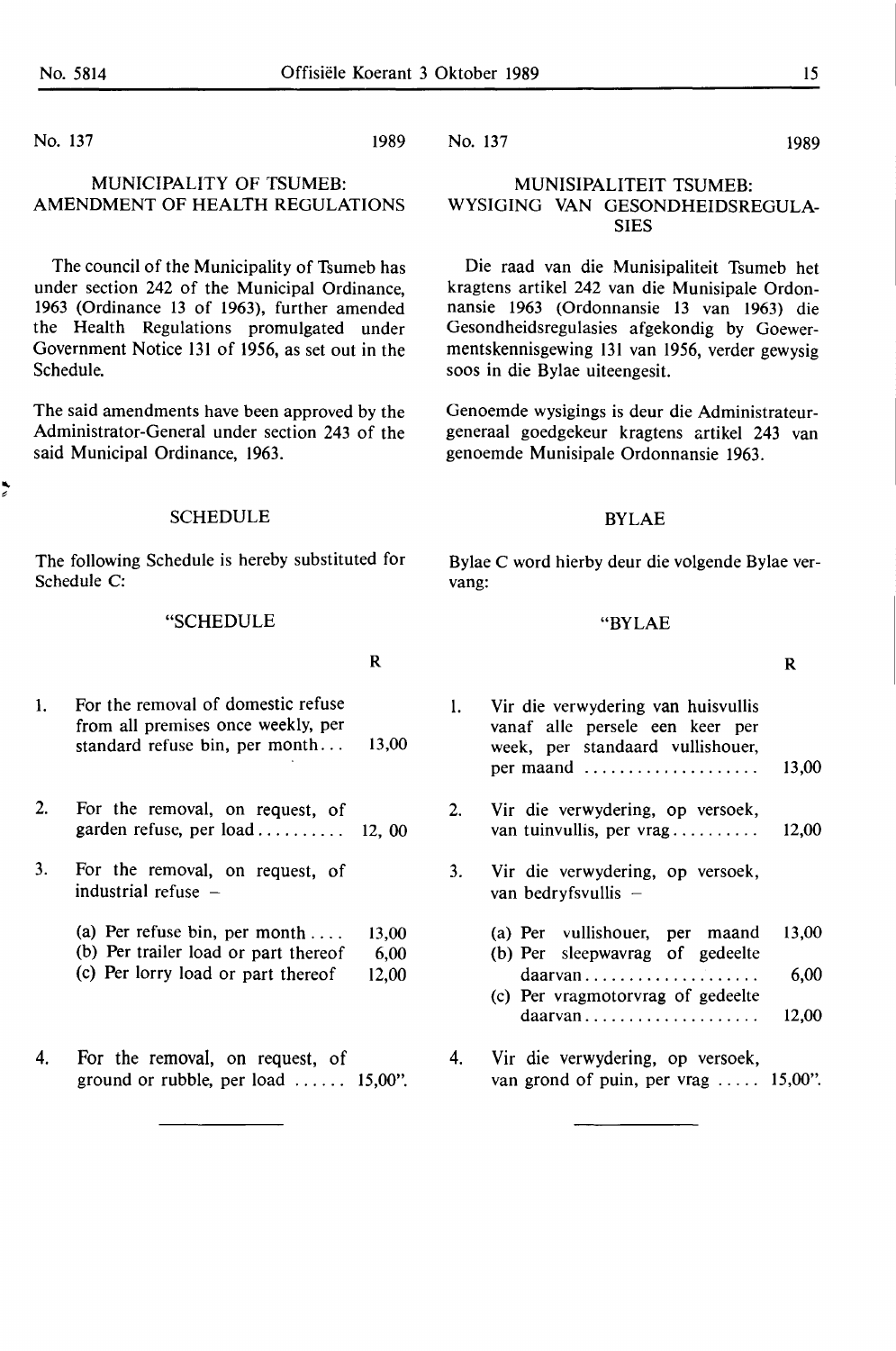No. 137 1989

## MUNICIPALITY OF TSUMEB: AMENDMENT OF HEALTH REGULATIONS

The council of the Municipality of Tsumeb has under section 242 of the Municipal Ordinance, 1963 (Ordinance 13 of 1963), further amended the Health Regulations promulgated under Government Notice 131 of 1956, as set out in the Schedule.

The said amendments have been approved by the Administrator-General under section 243 of the said Municipal Ordinance, 1963.

### SCHEDULE

The following Schedule is hereby substituted for Schedule C:

"SCHEDULE

| | | R |
|---|---|---|
| 1. | For the removal of domestic refuse from all premises once weekly, per standard refuse bin, per month... | 13,00 |
| 2. | For the removal, on request, of garden refuse, per load.......... | 12, 00 |
| 3. | For the removal, on request, of industrial refuse – | |
| | (a) Per refuse bin, per month .... | 13,00 |
| | (b) Per trailer load or part thereof | 6,00 |
| | (c) Per lorry load or part thereof | 12,00 |
| 4. | For the removal, on request, of ground or rubble, per load ...... | 15,00". |

---

No. 137 1989

## MUNISIPALITEIT TSUMEB: WYSIGING VAN GESONDHEIDSREGULASIES

Die raad van die Munisipaliteit Tsumeb het kragtens artikel 242 van die Munisipale Ordonnansie 1963 (Ordonnansie 13 van 1963) die Gesondheidsregulasies afgekondig by Goewermentskennisgewing 131 van 1956, verder gewysig soos in die Bylae uiteengesit.

Genoemde wysigings is deur die Administrateurgeneraal goedgekeur kragtens artikel 243 van genoemde Munisipale Ordonnansie 1963.

### BYLAE

Bylae C word hierby deur die volgende Bylae vervang:

"BYLAE

| | | R |
|---|---|---|
| 1. | Vir die verwydering van huisvullis vanaf alle persele een keer per week, per standaard vullishouer, per maand .................... | 13,00 |
| 2. | Vir die verwydering, op versoek, van tuinvullis, per vrag.......... | 12,00 |
| 3. | Vir die verwydering, op versoek, van bedryfsvullis – | |
| | (a) Per vullishouer, per maand | 13,00 |
| | (b) Per sleepwavrag of gedeelte daarvan.................... | 6,00 |
| | (c) Per vragmotorvrag of gedeelte daarvan.................... | 12,00 |
| 4. | Vir die verwydering, op versoek, van grond of puin, per vrag ..... | 15,00". |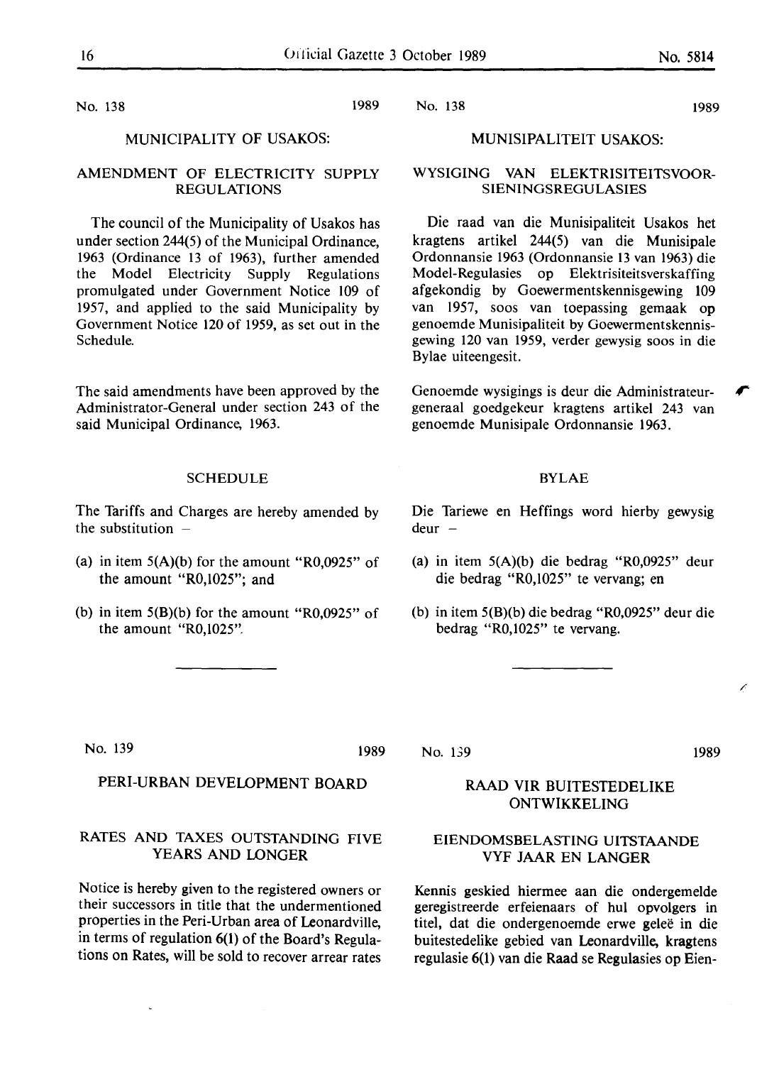No. 138 1989

## MUNICIPALITY OF USAKOS:

### AMENDMENT OF ELECTRICITY SUPPLY REGULATIONS

The council of the Municipality of Usakos has under section 244(5) of the Municipal Ordinance, 1963 (Ordinance 13 of 1963), further amended the Model Electricity Supply Regulations promulgated under Government Notice 109 of 1957, and applied to the said Municipality by Government Notice 120 of 1959, as set out in the Schedule.

The said amendments have been approved by the Administrator-General under section 243 of the said Municipal Ordinance, 1963.

### SCHEDULE

The Tariffs and Charges are hereby amended by the substitution –

(a) in item 5(A)(b) for the amount "R0,0925" of the amount "R0,1025"; and

(b) in item 5(B)(b) for the amount "R0,0925" of the amount "R0,1025".

---

No. 138 1989

## MUNISIPALITEIT USAKOS:

### WYSIGING VAN ELEKTRISITEITSVOORSIENINGSREGULASIES

Die raad van die Munisipaliteit Usakos het kragtens artikel 244(5) van die Munisipale Ordonnansie 1963 (Ordonnansie 13 van 1963) die Model-Regulasies op Elektrisiteitsverskaffing afgekondig by Goewermentskennisgewing 109 van 1957, soos van toepassing gemaak op genoemde Munisipaliteit by Goewermentskennisgewing 120 van 1959, verder gewysig soos in die Bylae uiteengesit.

Genoemde wysigings is deur die Administrateur-generaal goedgekeur kragtens artikel 243 van genoemde Munisipale Ordonnansie 1963.

### BYLAE

Die Tariewe en Heffings word hierby gewysig deur –

(a) in item 5(A)(b) die bedrag "R0,0925" deur die bedrag "R0,1025" te vervang; en

(b) in item 5(B)(b) die bedrag "R0,0925" deur die bedrag "R0,1025" te vervang.

---

No. 139 1989

## PERI-URBAN DEVELOPMENT BOARD

### RATES AND TAXES OUTSTANDING FIVE YEARS AND LONGER

Notice is hereby given to the registered owners or their successors in title that the undermentioned properties in the Peri-Urban area of Leonardville, in terms of regulation 6(1) of the Board's Regulations on Rates, will be sold to recover arrear rates

No. 139 1989

## RAAD VIR BUITESTEDELIKE ONTWIKKELING

### EIENDOMSBELASTING UITSTAANDE VYF JAAR EN LANGER

Kennis geskied hiermee aan die ondergemelde geregistreerde erfeienaars of hul opvolgers in titel, dat die ondergenoemde erwe geleë in die buitestedelike gebied van Leonardville, kragtens regulasie 6(1) van die Raad se Regulasies op Eien-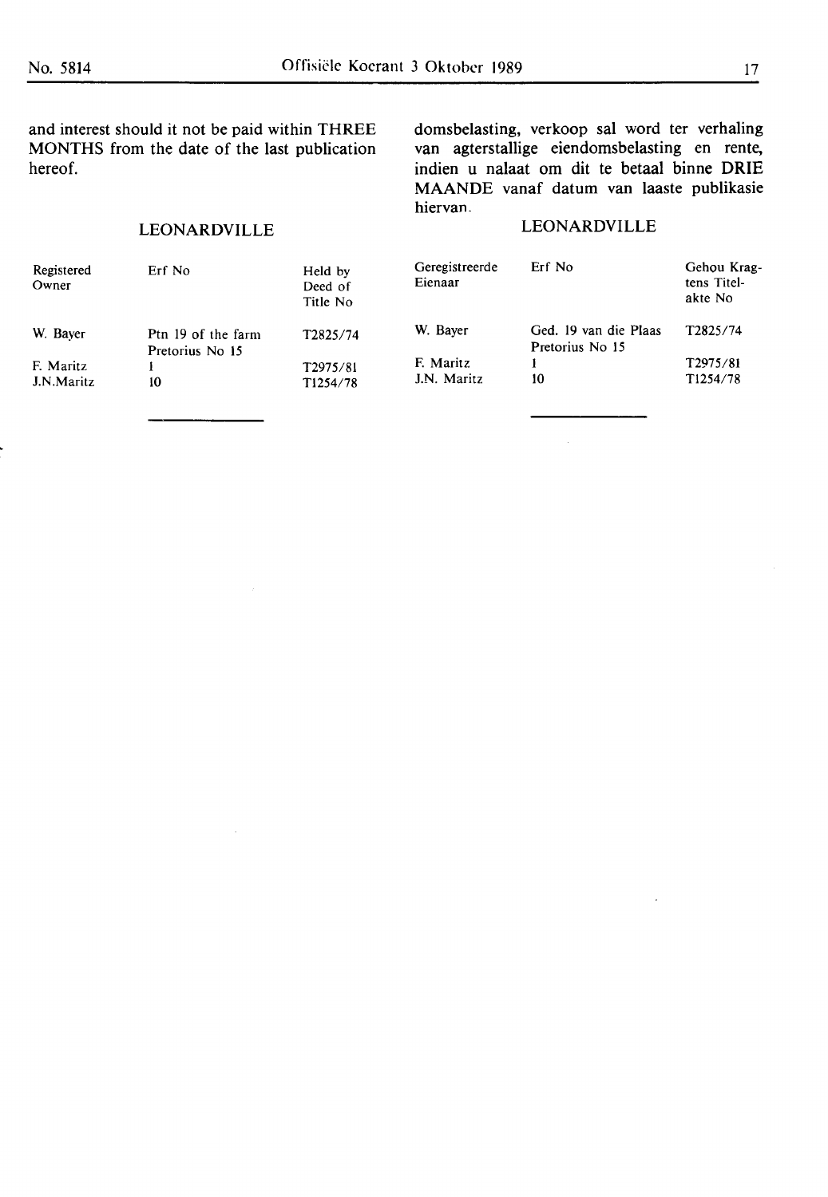and interest should it not be paid within THREE MONTHS from the date of the last publication hereof.

## LEONARDVILLE

| Registered Owner | Erf No | Held by Deed of Title No |
|---|---|---|
| W. Bayer | Ptn 19 of the farm Pretorius No 15 | T2825/74 |
| F. Maritz | 1 | T2975/81 |
| J.N.Maritz | 10 | T1254/78 |

---

domsbelasting, verkoop sal word ter verhaling van agterstallige eiendomsbelasting en rente, indien u nalaat om dit te betaal binne DRIE MAANDE vanaf datum van laaste publikasie hiervan.

## LEONARDVILLE

| Geregistreerde Eienaar | Erf No | Gehou Kragtens Titelakte No |
|---|---|---|
| W. Bayer | Ged. 19 van die Plaas Pretorius No 15 | T2825/74 |
| F. Maritz | 1 | T2975/81 |
| J.N. Maritz | 10 | T1254/78 |

---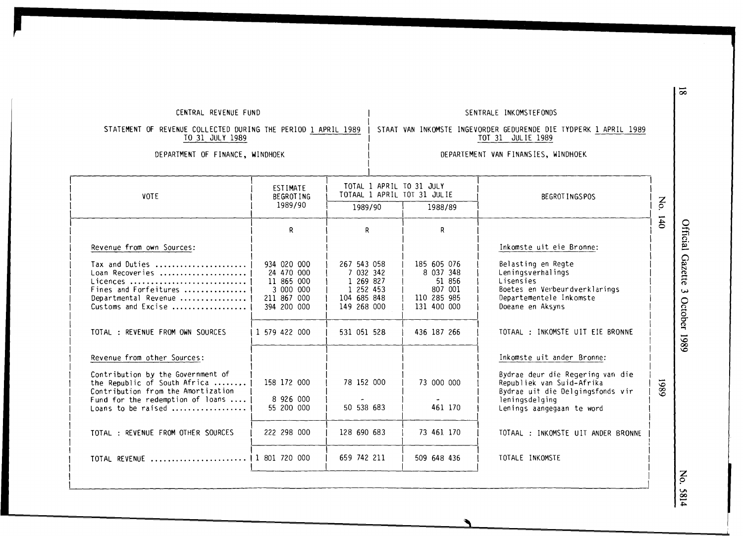CENTRAL REVENUE FUND

SENTRALE INKOMSTEFONDS

STATEMENT OF REVENUE COLLECTED DURING THE PERIOD 1 APRIL 1989 TO 31 JULY 1989

STAAT VAN INKOMSTE INGEVORDER GEDURENDE DIE TYDPERK 1 APRIL 1989 TOT 31 JULIE 1989

DEPARTMENT OF FINANCE, WINDHOEK

DEPARTEMENT VAN FINANSIES, WINDHOEK

| VOTE | ESTIMATE BEGROTING 1989/90 | TOTAL 1 APRIL TO 31 JULY TOTAAL 1 APRIL TOT 31 JULIE | | BEGROTINGSPOS |
|---|---|---|---|---|
| | | 1989/90 | 1988/89 | |
| | R | R | R | |
| Revenue from own Sources: | | | | Inkomste uit eie Bronne: |
| Tax and Duties ..................... | 934 020 000 | 267 543 058 | 185 605 076 | Belasting en Regte |
| Loan Recoveries .................... | 24 470 000 | 7 032 342 | 8 037 348 | Leningsverhalings |
| Licences ........................... | 11 865 000 | 1 269 827 | 51 856 | Lisensies |
| Fines and Forfeitures .............. | 3 000 000 | 1 252 453 | 807 001 | Boetes en Verbeurdverklarings |
| Departmental Revenue ............... | 211 867 000 | 104 685 848 | 110 285 985 | Departementele Inkomste |
| Customs and Excise ................. | 394 200 000 | 149 268 000 | 131 400 000 | Doeane en Aksyns |
| TOTAL : REVENUE FROM OWN SOURCES | 1 579 422 000 | 531 051 528 | 436 187 266 | TOTAAL : INKOMSTE UIT EIE BRONNE |
| Revenue from other Sources: | | | | Inkomste uit ander Bronne: |
| Contribution by the Government of the Republic of South Africa ........ | 158 172 000 | 78 152 000 | 73 000 000 | Bydrae deur die Regering van die Republiek van Suid-Afrika |
| Contribution from the Amortization Fund for the redemption of loans .... | 8 926 000 | - | - | Bydrae uit die Delgingsfonds vir leningsdelging |
| Loans to be raised ................. | 55 200 000 | 50 538 683 | 461 170 | Lenings aangegaan te word |
| TOTAL : REVENUE FROM OTHER SOURCES | 222 298 000 | 128 690 683 | 73 461 170 | TOTAAL : INKOMSTE UIT ANDER BRONNE |
| TOTAL REVENUE ...................... | 1 801 720 000 | 659 742 211 | 509 648 436 | TOTALE INKOMSTE |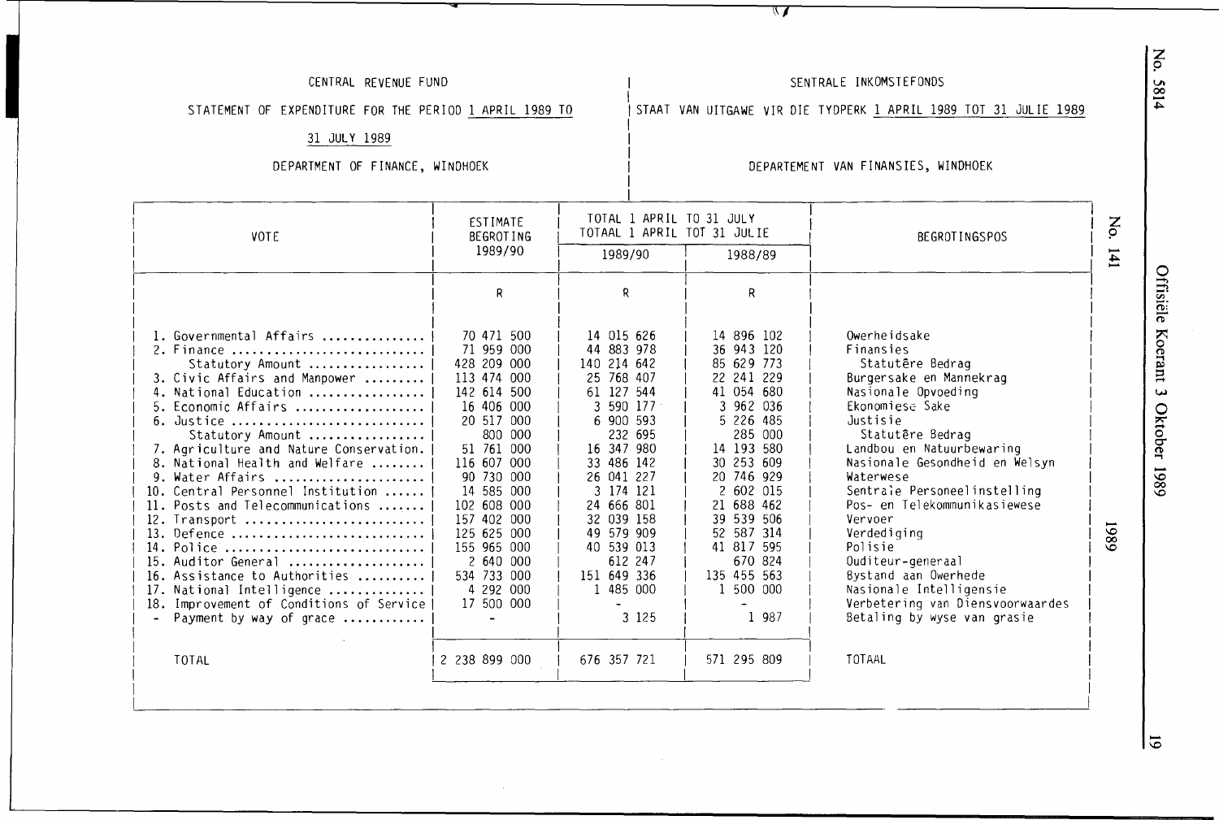CENTRAL REVENUE FUND

STATEMENT OF EXPENDITURE FOR THE PERIOD 1 APRIL 1989 TO 31 JULY 1989

DEPARTMENT OF FINANCE, WINDHOEK

SENTRALE INKOMSTEFONDS

STAAT VAN UITGAWE VIR DIE TYDPERK 1 APRIL 1989 TOT 31 JULIE 1989

DEPARTEMENT VAN FINANSIES, WINDHOEK

| VOTE | ESTIMATE BEGROTING 1989/90 | TOTAL 1 APRIL TO 31 JULY TOTAAL 1 APRIL TOT 31 JULIE | | BEGROTINGSPOS |
|---|---|---|---|---|
| | | 1989/90 | 1988/89 | |
| | R | R | R | |
| 1. Governmental Affairs | 70 471 500 | 14 015 626 | 14 896 102 | Owerheidsake |
| 2. Finance | 71 959 000 | 44 883 978 | 36 943 120 | Finansies |
| Statutory Amount | 428 209 000 | 140 214 642 | 85 629 773 | Statutêre Bedrag |
| 3. Civic Affairs and Manpower | 113 474 000 | 25 768 407 | 22 241 229 | Burgersake en Mannekrag |
| 4. National Education | 142 614 500 | 61 127 544 | 41 054 680 | Nasionale Opvoeding |
| 5. Economic Affairs | 16 406 000 | 3 590 177 | 3 962 036 | Ekonomiese Sake |
| 6. Justice | 20 517 000 | 6 900 593 | 5 226 485 | Justisie |
| Statutory Amount | 800 000 | 232 695 | 285 000 | Statutêre Bedrag |
| 7. Agriculture and Nature Conservation. | 51 761 000 | 16 347 980 | 14 193 580 | Landbou en Natuurbewaring |
| 8. National Health and Welfare | 116 607 000 | 33 486 142 | 30 253 609 | Nasionale Gesondheid en Welsyn |
| 9. Water Affairs | 90 730 000 | 26 041 227 | 20 746 929 | Waterwese |
| 10. Central Personnel Institution | 14 585 000 | 3 174 121 | 2 602 015 | Sentrale Personeelinstelling |
| 11. Posts and Telecommunications | 102 608 000 | 24 666 801 | 21 688 462 | Pos- en Telekommunikasiewese |
| 12. Transport | 157 402 000 | 32 039 158 | 39 539 506 | Vervoer |
| 13. Defence | 125 625 000 | 49 579 909 | 52 587 314 | Verdediging |
| 14. Police | 155 965 000 | 40 539 013 | 41 817 595 | Polisie |
| 15. Auditor General | 2 640 000 | 612 247 | 670 824 | Ouditeur-generaal |
| 16. Assistance to Authorities | 534 733 000 | 151 649 336 | 135 455 563 | Bystand aan Owerhede |
| 17. National Intelligence | 4 292 000 | 1 485 000 | 1 500 000 | Nasionale Intelligensie |
| 18. Improvement of Conditions of Service | 17 500 000 | - | - | Verbetering van Diensvoorwaardes |
| - Payment by way of grace | - | 3 125 | 1 987 | Betaling by wyse van grasie |
| TOTAL | 2 238 899 000 | 676 357 721 | 571 295 809 | TOTAAL |